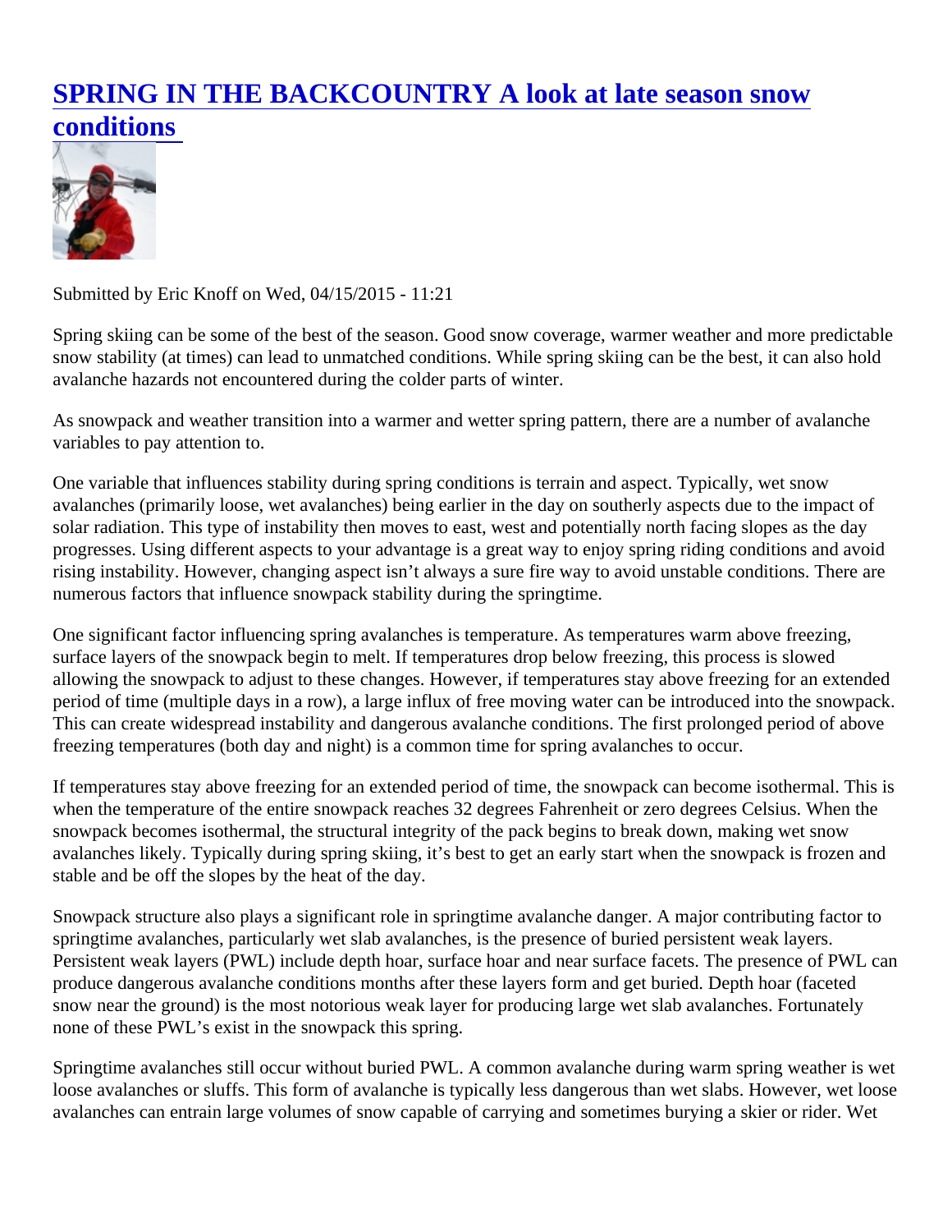# SPRING IN THE BACKCOUNTRY A look at late season snow conditions

Submitted by Eric Knoff on Wed, 04/15/2015 - 11:21

Spring skiing can be some of the best of the season. Good snow coverage, warmer weather and more predictable snow stability (at times) can lead to unmatched conditions. While spring skiing can be the best, it can also hold avalanche hazards not encountered during the colder parts of winter.

As snowpack and weather transition into a warmer and wetter spring pattern, there are a number of avalanche variables to pay attention to.

One variable that influences stability during spring conditions is terrain and aspect. Typically, wet snow avalanches (primarily loose, wet avalanches) being earlier in the day on southerly aspects due to the impact of solar radiation. This type of instability then moves to east, west and potentially north facing slopes as the day progresses. Using different aspects to your advantage is a great way to enjoy spring riding conditions and avoid rising instability. However, changing aspect isn't always a sure fire way to avoid unstable conditions. There are numerous factors that influence snowpack stability during the springtime.

One significant factor influencing spring avalanches is temperature. As temperatures warm above freezing, surface layers of the snowpack begin to melt. If temperatures drop below freezing, this process is slowed allowing the snowpack to adjust to these changes. However, if temperatures stay above freezing for an extended period of time (multiple days in a row), a large influx of free moving water can be introduced into the snowpack. This can create widespread instability and dangerous avalanche conditions. The first prolonged period of above freezing temperatures (both day and night) is a common time for spring avalanches to occur.

If temperatures stay above freezing for an extended period of time, the snowpack can become isothermal. This is when the temperature of the entire snowpack reaches 32 degrees Fahrenheit or zero degrees Celsius. When the snowpack becomes isothermal, the structural integrity of the pack begins to break down, making wet snow avalanches likely. Typically during spring skiing, it's best to get an early start when the snowpack is frozen and stable and be off the slopes by the heat of the day.

Snowpack structure also plays a significant role in springtime avalanche danger. A major contributing factor to springtime avalanches, particularly wet slab avalanches, is the presence of buried persistent weak layers. Persistent weak layers (PWL) include depth hoar, surface hoar and near surface facets. The presence of PWL can produce dangerous avalanche conditions months after these layers form and get buried. Depth hoar (faceted snow near the ground) is the most notorious weak layer for producing large wet slab avalanches. Fortunately none of these PWL's exist in the snowpack this spring.

Springtime avalanches still occur without buried PWL. A common avalanche during warm spring weather is wet loose avalanches or sluffs. This form of avalanche is typically less dangerous than wet slabs. However, wet loose avalanches can entrain large volumes of snow capable of carrying and sometimes burying a skier or rider. Wet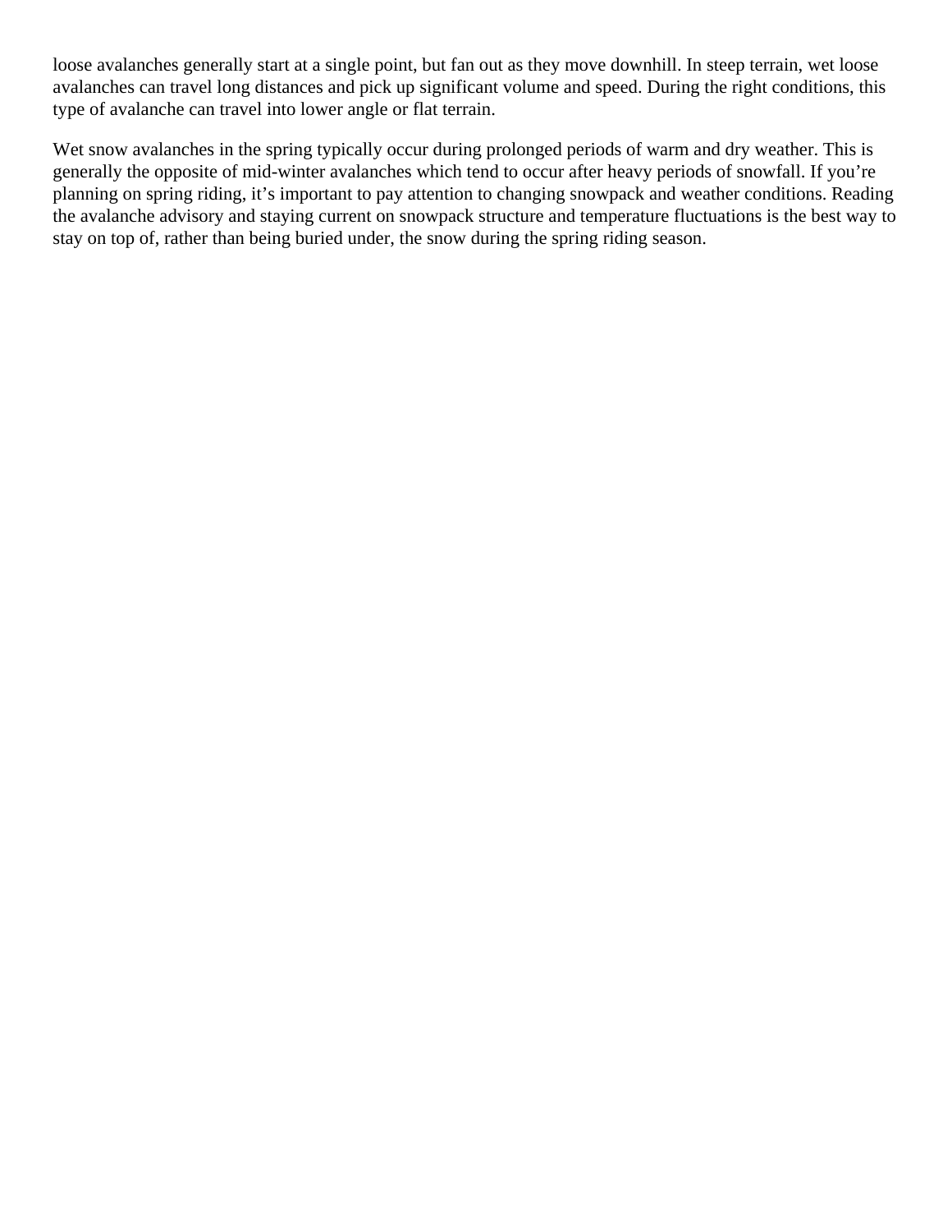loose avalanches generally start at a single point, but fan out as they move downhill. In steep terrain, wet loose avalanches can travel long distances and pick up significant volume and speed. During the right conditions, this type of avalanche can travel into lower angle or flat terrain.

Wet snow avalanches in the spring typically occur during prolonged periods of warm and dry weather. This is generally the opposite of mid-winter avalanches which tend to occur after heavy periods of snowfall. If you're planning on spring riding, it's important to pay attention to changing snowpack and weather conditions. Reading the avalanche advisory and staying current on snowpack structure and temperature fluctuations is the best way to stay on top of, rather than being buried under, the snow during the spring riding season.